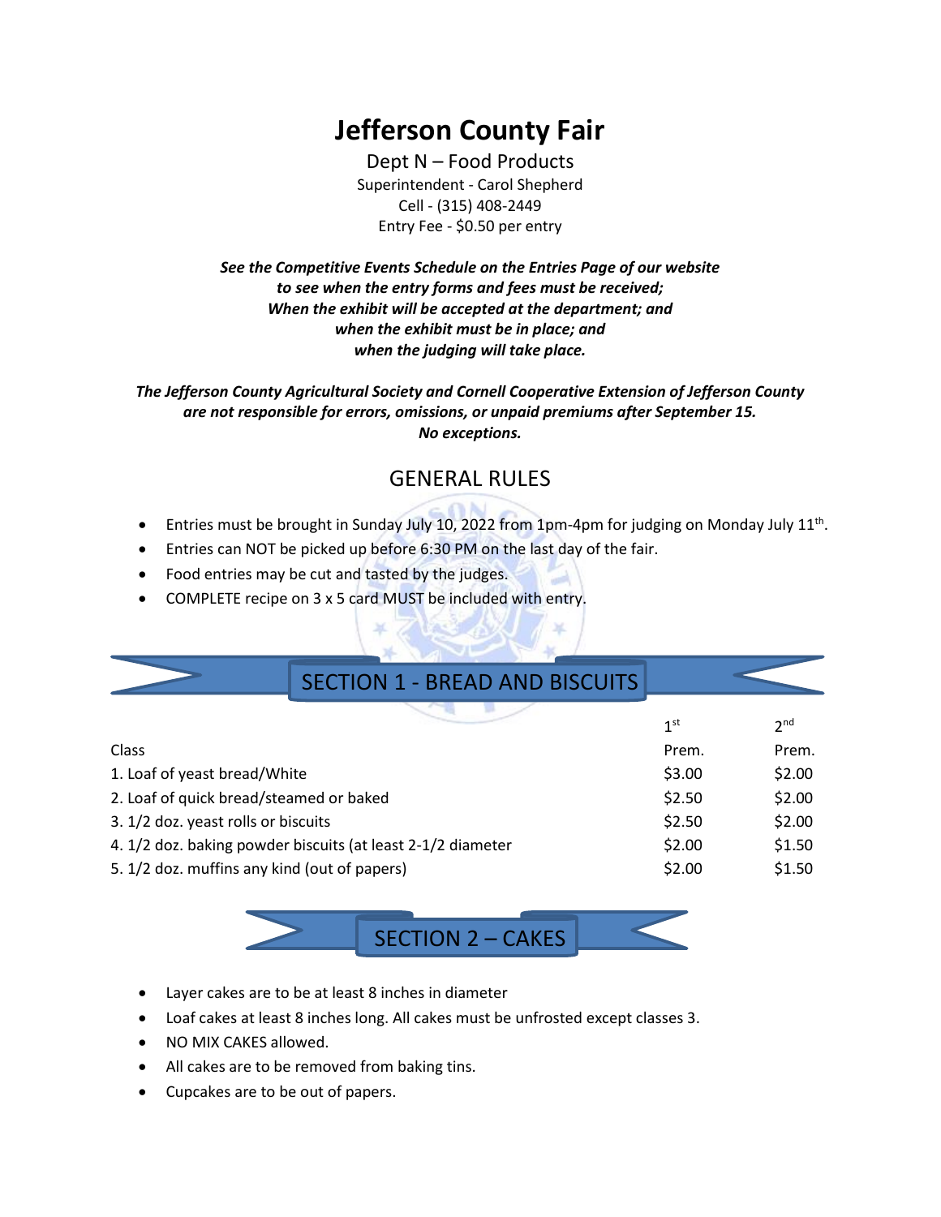# Jefferson County Fair

Dept N – Food Products
Superintendent - Carol Shepherd
Cell - (315) 408-2449
Entry Fee - $0.50 per entry

***See the Competitive Events Schedule on the Entries Page of our website to see when the entry forms and fees must be received; When the exhibit will be accepted at the department; and when the exhibit must be in place; and when the judging will take place.***

***The Jefferson County Agricultural Society and Cornell Cooperative Extension of Jefferson County are not responsible for errors, omissions, or unpaid premiums after September 15. No exceptions.***

## GENERAL RULES

- Entries must be brought in Sunday July 10, 2022 from 1pm-4pm for judging on Monday July 11th.
- Entries can NOT be picked up before 6:30 PM on the last day of the fair.
- Food entries may be cut and tasted by the judges.
- COMPLETE recipe on 3 x 5 card MUST be included with entry.

## SECTION 1 - BREAD AND BISCUITS

| Class | 1st Prem. | 2nd Prem. |
|---|---|---|
| 1. Loaf of yeast bread/White | $3.00 | $2.00 |
| 2. Loaf of quick bread/steamed or baked | $2.50 | $2.00 |
| 3. 1/2 doz. yeast rolls or biscuits | $2.50 | $2.00 |
| 4. 1/2 doz. baking powder biscuits (at least 2-1/2 diameter | $2.00 | $1.50 |
| 5. 1/2 doz. muffins any kind (out of papers) | $2.00 | $1.50 |

## SECTION 2 – CAKES

- Layer cakes are to be at least 8 inches in diameter
- Loaf cakes at least 8 inches long. All cakes must be unfrosted except classes 3.
- NO MIX CAKES allowed.
- All cakes are to be removed from baking tins.
- Cupcakes are to be out of papers.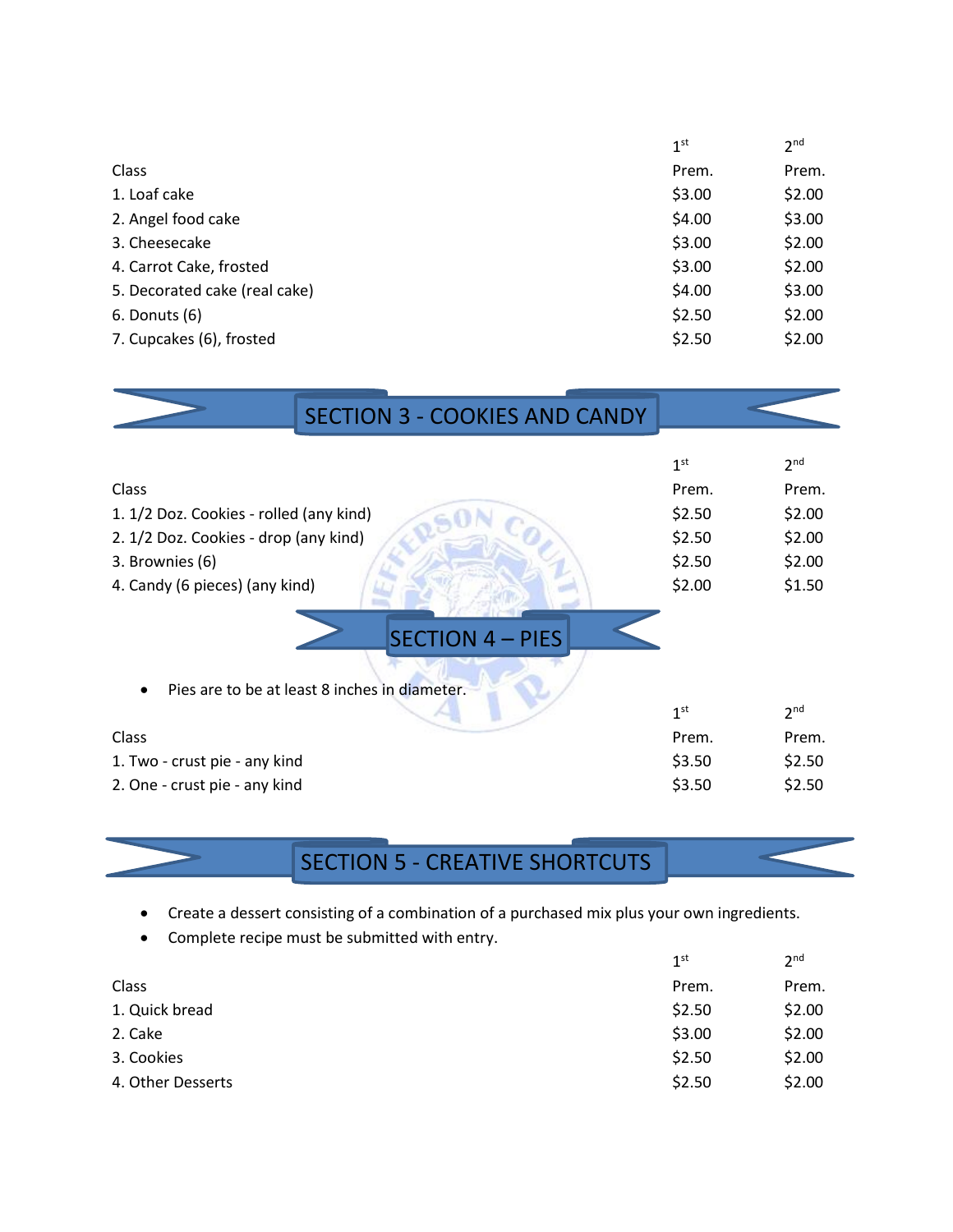| Class | 1st Prem. | 2nd Prem. |
|---|---|---|
| 1. Loaf cake | $3.00 | $2.00 |
| 2. Angel food cake | $4.00 | $3.00 |
| 3. Cheesecake | $3.00 | $2.00 |
| 4. Carrot Cake, frosted | $3.00 | $2.00 |
| 5. Decorated cake (real cake) | $4.00 | $3.00 |
| 6. Donuts (6) | $2.50 | $2.00 |
| 7. Cupcakes (6), frosted | $2.50 | $2.00 |

## SECTION 3 - COOKIES AND CANDY

| Class | 1st Prem. | 2nd Prem. |
|---|---|---|
| 1. 1/2 Doz. Cookies - rolled (any kind) | $2.50 | $2.00 |
| 2. 1/2 Doz. Cookies - drop (any kind) | $2.50 | $2.00 |
| 3. Brownies (6) | $2.50 | $2.00 |
| 4. Candy (6 pieces) (any kind) | $2.00 | $1.50 |

## SECTION 4 – PIES

- Pies are to be at least 8 inches in diameter.

| Class | 1st Prem. | 2nd Prem. |
|---|---|---|
| 1. Two - crust pie - any kind | $3.50 | $2.50 |
| 2. One - crust pie - any kind | $3.50 | $2.50 |

## SECTION 5 - CREATIVE SHORTCUTS

- Create a dessert consisting of a combination of a purchased mix plus your own ingredients.
- Complete recipe must be submitted with entry.

| Class | 1st Prem. | 2nd Prem. |
|---|---|---|
| 1. Quick bread | $2.50 | $2.00 |
| 2. Cake | $3.00 | $2.00 |
| 3. Cookies | $2.50 | $2.00 |
| 4. Other Desserts | $2.50 | $2.00 |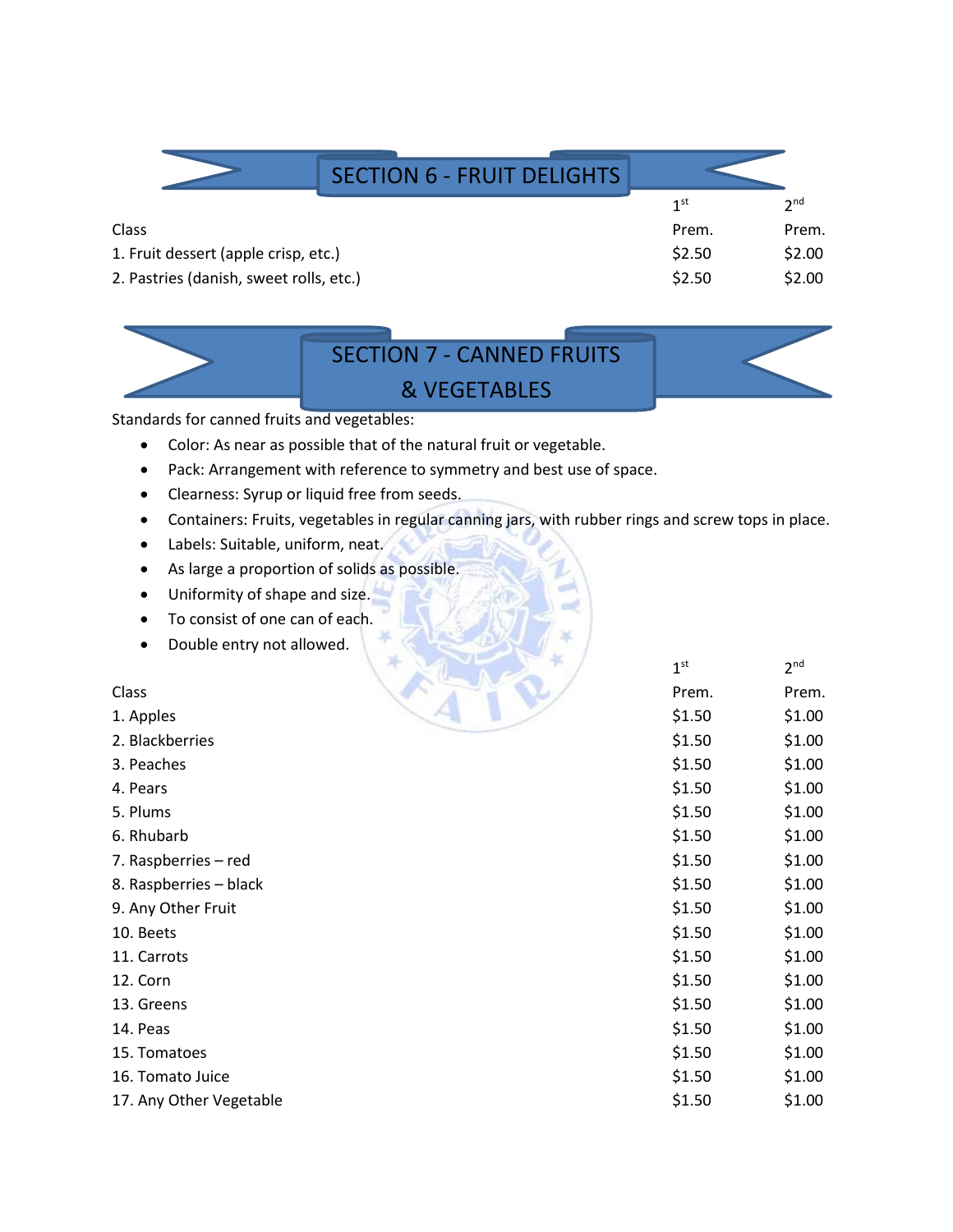## SECTION 6 - FRUIT DELIGHTS

| Class | 1st Prem. | 2nd Prem. |
|---|---|---|
| 1. Fruit dessert (apple crisp, etc.) | $2.50 | $2.00 |
| 2. Pastries (danish, sweet rolls, etc.) | $2.50 | $2.00 |

## SECTION 7 - CANNED FRUITS & VEGETABLES

Standards for canned fruits and vegetables:

- Color: As near as possible that of the natural fruit or vegetable.
- Pack: Arrangement with reference to symmetry and best use of space.
- Clearness: Syrup or liquid free from seeds.
- Containers: Fruits, vegetables in regular canning jars, with rubber rings and screw tops in place.
- Labels: Suitable, uniform, neat.
- As large a proportion of solids as possible.
- Uniformity of shape and size.
- To consist of one can of each.
- Double entry not allowed.

| Class | 1st Prem. | 2nd Prem. |
|---|---|---|
| 1. Apples | $1.50 | $1.00 |
| 2. Blackberries | $1.50 | $1.00 |
| 3. Peaches | $1.50 | $1.00 |
| 4. Pears | $1.50 | $1.00 |
| 5. Plums | $1.50 | $1.00 |
| 6. Rhubarb | $1.50 | $1.00 |
| 7. Raspberries – red | $1.50 | $1.00 |
| 8. Raspberries – black | $1.50 | $1.00 |
| 9. Any Other Fruit | $1.50 | $1.00 |
| 10. Beets | $1.50 | $1.00 |
| 11. Carrots | $1.50 | $1.00 |
| 12. Corn | $1.50 | $1.00 |
| 13. Greens | $1.50 | $1.00 |
| 14. Peas | $1.50 | $1.00 |
| 15. Tomatoes | $1.50 | $1.00 |
| 16. Tomato Juice | $1.50 | $1.00 |
| 17. Any Other Vegetable | $1.50 | $1.00 |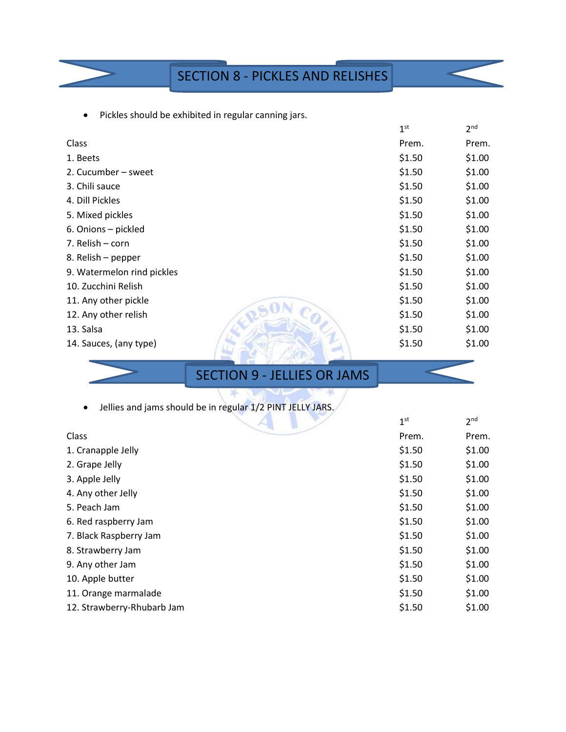## SECTION 8 - PICKLES AND RELISHES

- Pickles should be exhibited in regular canning jars.

| Class | 1st Prem. | 2nd Prem. |
|---|---|---|
| 1. Beets | $1.50 | $1.00 |
| 2. Cucumber – sweet | $1.50 | $1.00 |
| 3. Chili sauce | $1.50 | $1.00 |
| 4. Dill Pickles | $1.50 | $1.00 |
| 5. Mixed pickles | $1.50 | $1.00 |
| 6. Onions – pickled | $1.50 | $1.00 |
| 7. Relish – corn | $1.50 | $1.00 |
| 8. Relish – pepper | $1.50 | $1.00 |
| 9. Watermelon rind pickles | $1.50 | $1.00 |
| 10. Zucchini Relish | $1.50 | $1.00 |
| 11. Any other pickle | $1.50 | $1.00 |
| 12. Any other relish | $1.50 | $1.00 |
| 13. Salsa | $1.50 | $1.00 |
| 14. Sauces, (any type) | $1.50 | $1.00 |

## SECTION 9 - JELLIES OR JAMS

- Jellies and jams should be in regular 1/2 PINT JELLY JARS.

| Class | 1st Prem. | 2nd Prem. |
|---|---|---|
| 1. Cranapple Jelly | $1.50 | $1.00 |
| 2. Grape Jelly | $1.50 | $1.00 |
| 3. Apple Jelly | $1.50 | $1.00 |
| 4. Any other Jelly | $1.50 | $1.00 |
| 5. Peach Jam | $1.50 | $1.00 |
| 6. Red raspberry Jam | $1.50 | $1.00 |
| 7. Black Raspberry Jam | $1.50 | $1.00 |
| 8. Strawberry Jam | $1.50 | $1.00 |
| 9. Any other Jam | $1.50 | $1.00 |
| 10. Apple butter | $1.50 | $1.00 |
| 11. Orange marmalade | $1.50 | $1.00 |
| 12. Strawberry-Rhubarb Jam | $1.50 | $1.00 |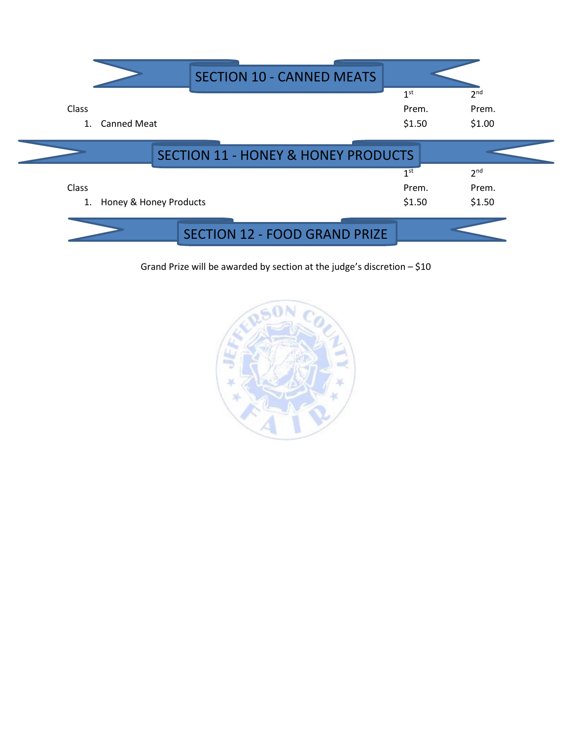## SECTION 10 - CANNED MEATS

| Class | 1st Prem. | 2nd Prem. |
|---|---|---|
| 1. Canned Meat | $1.50 | $1.00 |

## SECTION 11 - HONEY & HONEY PRODUCTS

| Class | 1st Prem. | 2nd Prem. |
|---|---|---|
| 1. Honey & Honey Products | $1.50 | $1.50 |

## SECTION 12 - FOOD GRAND PRIZE

Grand Prize will be awarded by section at the judge's discretion – $10